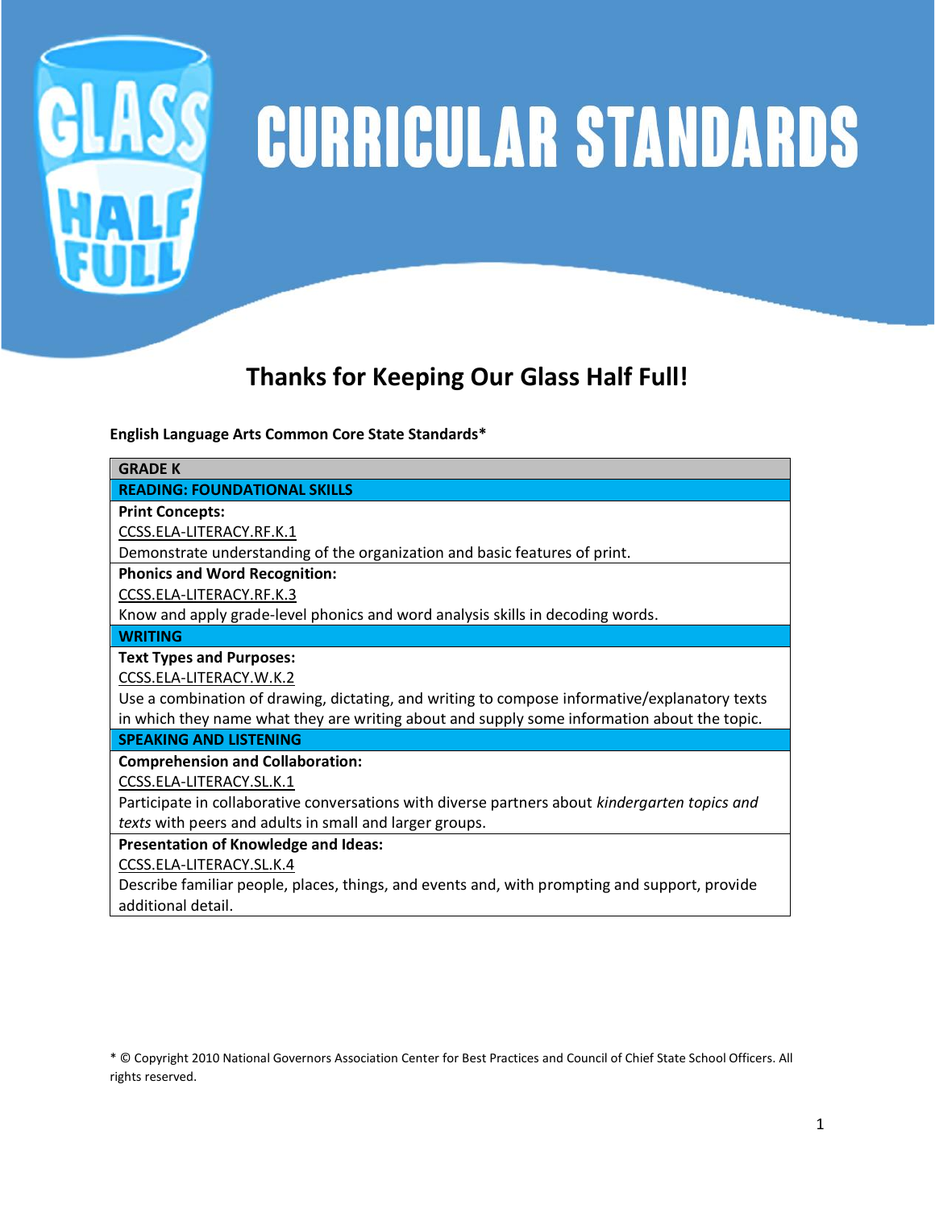# CURRICULAR STANDARDS

## Thanks for Keeping Our Glass Half Full!

**English Language Arts Common Core State Standards***

| GRADE K |
|---|
| **READING: FOUNDATIONAL SKILLS** |
| **Print Concepts:**<br>CCSS.ELA-LITERACY.RF.K.1<br>Demonstrate understanding of the organization and basic features of print. |
| **Phonics and Word Recognition:**<br>CCSS.ELA-LITERACY.RF.K.3<br>Know and apply grade-level phonics and word analysis skills in decoding words. |
| **WRITING** |
| **Text Types and Purposes:**<br>CCSS.ELA-LITERACY.W.K.2<br>Use a combination of drawing, dictating, and writing to compose informative/explanatory texts in which they name what they are writing about and supply some information about the topic. |
| **SPEAKING AND LISTENING** |
| **Comprehension and Collaboration:**<br>CCSS.ELA-LITERACY.SL.K.1<br>Participate in collaborative conversations with diverse partners about *kindergarten topics and texts* with peers and adults in small and larger groups. |
| **Presentation of Knowledge and Ideas:**<br>CCSS.ELA-LITERACY.SL.K.4<br>Describe familiar people, places, things, and events and, with prompting and support, provide additional detail. |

* © Copyright 2010 National Governors Association Center for Best Practices and Council of Chief State School Officers. All rights reserved.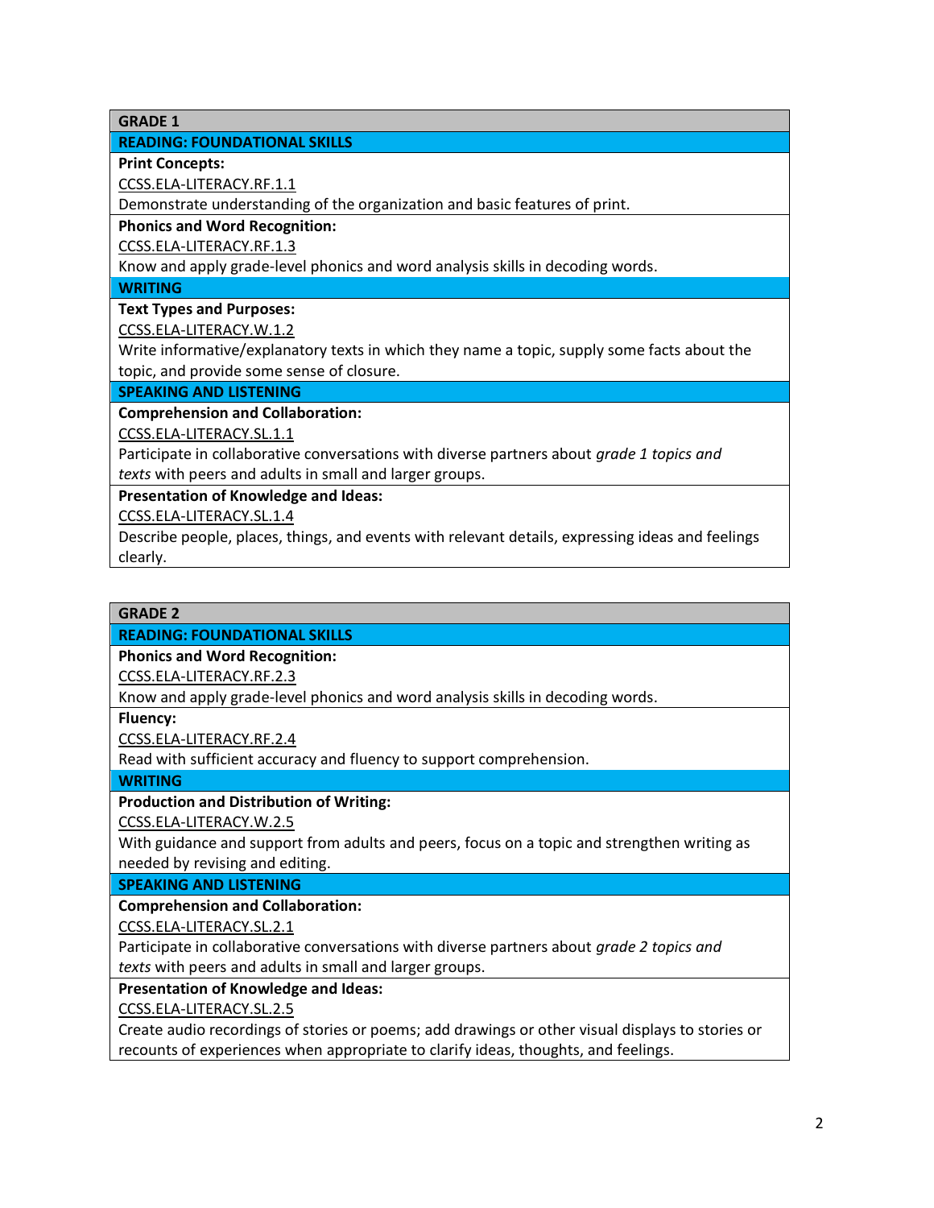| GRADE 1 |
|---|
| **READING: FOUNDATIONAL SKILLS** |
| **Print Concepts:**<br>CCSS.ELA-LITERACY.RF.1.1<br>Demonstrate understanding of the organization and basic features of print. |
| **Phonics and Word Recognition:**<br>CCSS.ELA-LITERACY.RF.1.3<br>Know and apply grade-level phonics and word analysis skills in decoding words. |
| **WRITING** |
| **Text Types and Purposes:**<br>CCSS.ELA-LITERACY.W.1.2<br>Write informative/explanatory texts in which they name a topic, supply some facts about the topic, and provide some sense of closure. |
| **SPEAKING AND LISTENING** |
| **Comprehension and Collaboration:**<br>CCSS.ELA-LITERACY.SL.1.1<br>Participate in collaborative conversations with diverse partners about *grade 1 topics and texts* with peers and adults in small and larger groups. |
| **Presentation of Knowledge and Ideas:**<br>CCSS.ELA-LITERACY.SL.1.4<br>Describe people, places, things, and events with relevant details, expressing ideas and feelings clearly. |

| GRADE 2 |
|---|
| **READING: FOUNDATIONAL SKILLS** |
| **Phonics and Word Recognition:**<br>CCSS.ELA-LITERACY.RF.2.3<br>Know and apply grade-level phonics and word analysis skills in decoding words. |
| **Fluency:**<br>CCSS.ELA-LITERACY.RF.2.4<br>Read with sufficient accuracy and fluency to support comprehension. |
| **WRITING** |
| **Production and Distribution of Writing:**<br>CCSS.ELA-LITERACY.W.2.5<br>With guidance and support from adults and peers, focus on a topic and strengthen writing as needed by revising and editing. |
| **SPEAKING AND LISTENING** |
| **Comprehension and Collaboration:**<br>CCSS.ELA-LITERACY.SL.2.1<br>Participate in collaborative conversations with diverse partners about *grade 2 topics and texts* with peers and adults in small and larger groups. |
| **Presentation of Knowledge and Ideas:**<br>CCSS.ELA-LITERACY.SL.2.5<br>Create audio recordings of stories or poems; add drawings or other visual displays to stories or recounts of experiences when appropriate to clarify ideas, thoughts, and feelings. |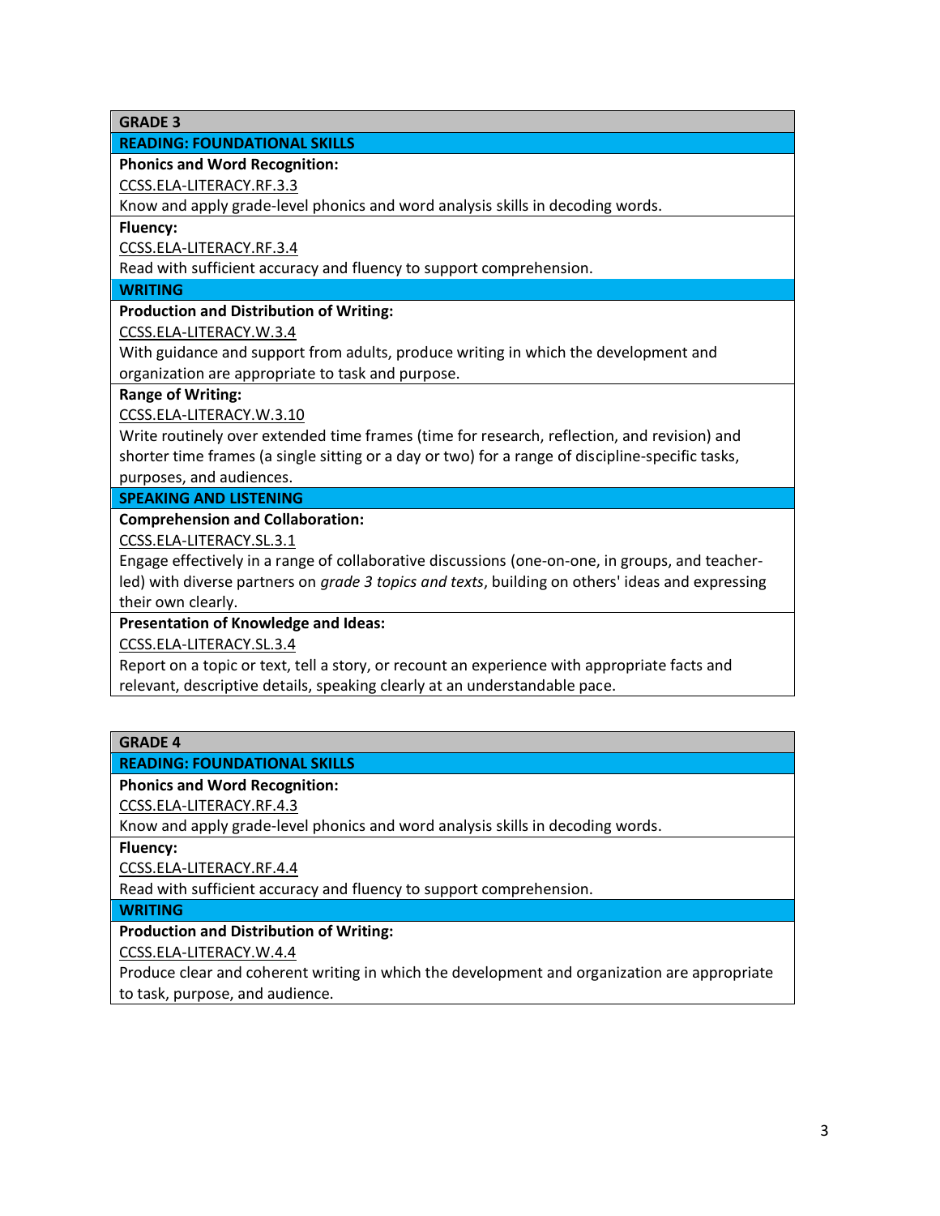| GRADE 3 |
| --- |
| **READING: FOUNDATIONAL SKILLS** |
| **Phonics and Word Recognition:**<br>CCSS.ELA-LITERACY.RF.3.3<br>Know and apply grade-level phonics and word analysis skills in decoding words. |
| **Fluency:**<br>CCSS.ELA-LITERACY.RF.3.4<br>Read with sufficient accuracy and fluency to support comprehension. |
| **WRITING** |
| **Production and Distribution of Writing:**<br>CCSS.ELA-LITERACY.W.3.4<br>With guidance and support from adults, produce writing in which the development and organization are appropriate to task and purpose. |
| **Range of Writing:**<br>CCSS.ELA-LITERACY.W.3.10<br>Write routinely over extended time frames (time for research, reflection, and revision) and shorter time frames (a single sitting or a day or two) for a range of discipline-specific tasks, purposes, and audiences. |
| **SPEAKING AND LISTENING** |
| **Comprehension and Collaboration:**<br>CCSS.ELA-LITERACY.SL.3.1<br>Engage effectively in a range of collaborative discussions (one-on-one, in groups, and teacher-led) with diverse partners on *grade 3 topics and texts*, building on others' ideas and expressing their own clearly. |
| **Presentation of Knowledge and Ideas:**<br>CCSS.ELA-LITERACY.SL.3.4<br>Report on a topic or text, tell a story, or recount an experience with appropriate facts and relevant, descriptive details, speaking clearly at an understandable pace. |

| GRADE 4 |
| --- |
| **READING: FOUNDATIONAL SKILLS** |
| **Phonics and Word Recognition:**<br>CCSS.ELA-LITERACY.RF.4.3<br>Know and apply grade-level phonics and word analysis skills in decoding words. |
| **Fluency:**<br>CCSS.ELA-LITERACY.RF.4.4<br>Read with sufficient accuracy and fluency to support comprehension. |
| **WRITING** |
| **Production and Distribution of Writing:**<br>CCSS.ELA-LITERACY.W.4.4<br>Produce clear and coherent writing in which the development and organization are appropriate to task, purpose, and audience. |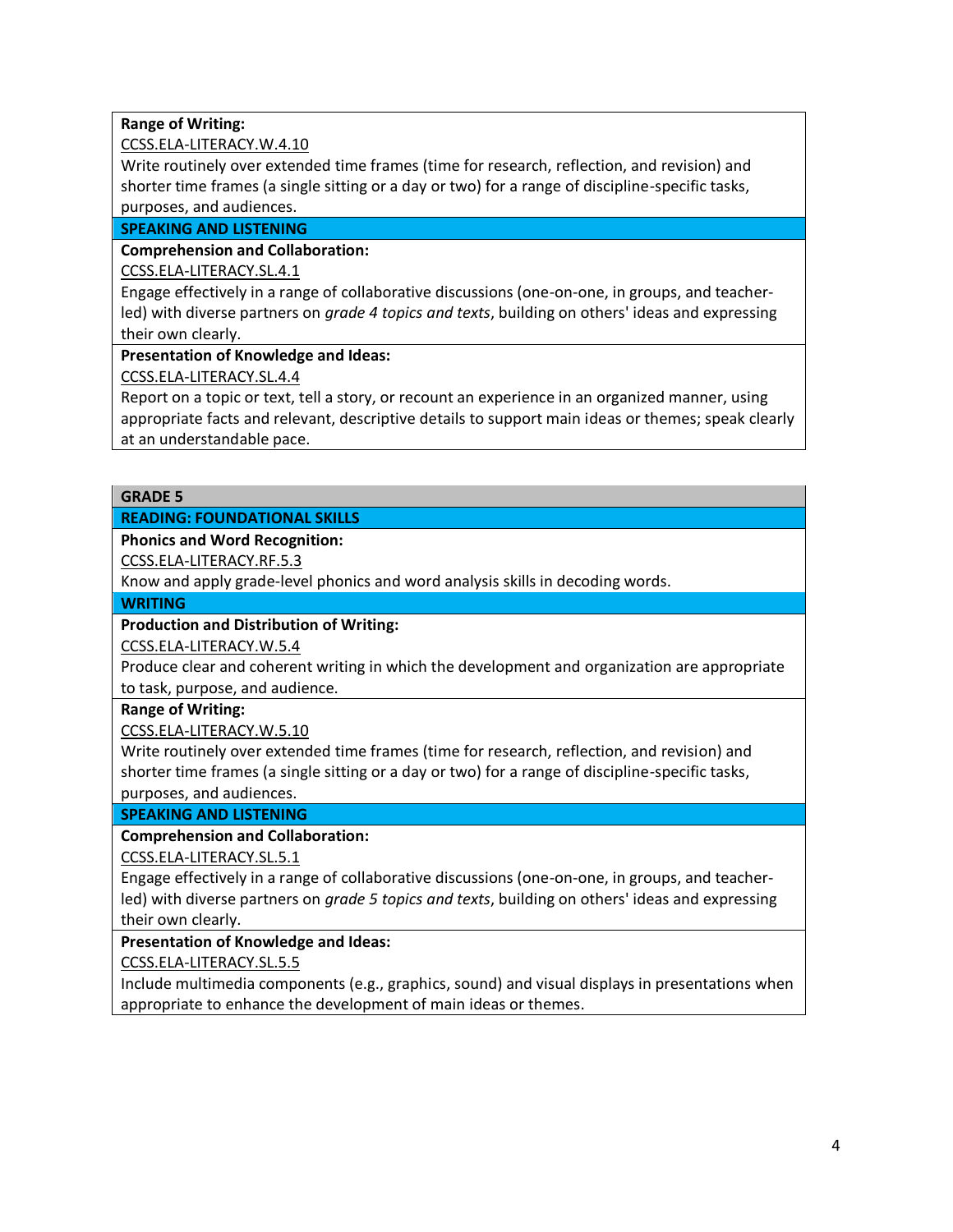**Range of Writing:**

CCSS.ELA-LITERACY.W.4.10

Write routinely over extended time frames (time for research, reflection, and revision) and shorter time frames (a single sitting or a day or two) for a range of discipline-specific tasks, purposes, and audiences.

**SPEAKING AND LISTENING**

**Comprehension and Collaboration:**

CCSS.ELA-LITERACY.SL.4.1

Engage effectively in a range of collaborative discussions (one-on-one, in groups, and teacher-led) with diverse partners on *grade 4 topics and texts*, building on others' ideas and expressing their own clearly.

**Presentation of Knowledge and Ideas:**

CCSS.ELA-LITERACY.SL.4.4

Report on a topic or text, tell a story, or recount an experience in an organized manner, using appropriate facts and relevant, descriptive details to support main ideas or themes; speak clearly at an understandable pace.

## GRADE 5

**READING: FOUNDATIONAL SKILLS**

**Phonics and Word Recognition:**

CCSS.ELA-LITERACY.RF.5.3

Know and apply grade-level phonics and word analysis skills in decoding words.

**WRITING**

**Production and Distribution of Writing:**

CCSS.ELA-LITERACY.W.5.4

Produce clear and coherent writing in which the development and organization are appropriate to task, purpose, and audience.

**Range of Writing:**

CCSS.ELA-LITERACY.W.5.10

Write routinely over extended time frames (time for research, reflection, and revision) and shorter time frames (a single sitting or a day or two) for a range of discipline-specific tasks, purposes, and audiences.

**SPEAKING AND LISTENING**

**Comprehension and Collaboration:**

CCSS.ELA-LITERACY.SL.5.1

Engage effectively in a range of collaborative discussions (one-on-one, in groups, and teacher-led) with diverse partners on *grade 5 topics and texts*, building on others' ideas and expressing their own clearly.

**Presentation of Knowledge and Ideas:**

CCSS.ELA-LITERACY.SL.5.5

Include multimedia components (e.g., graphics, sound) and visual displays in presentations when appropriate to enhance the development of main ideas or themes.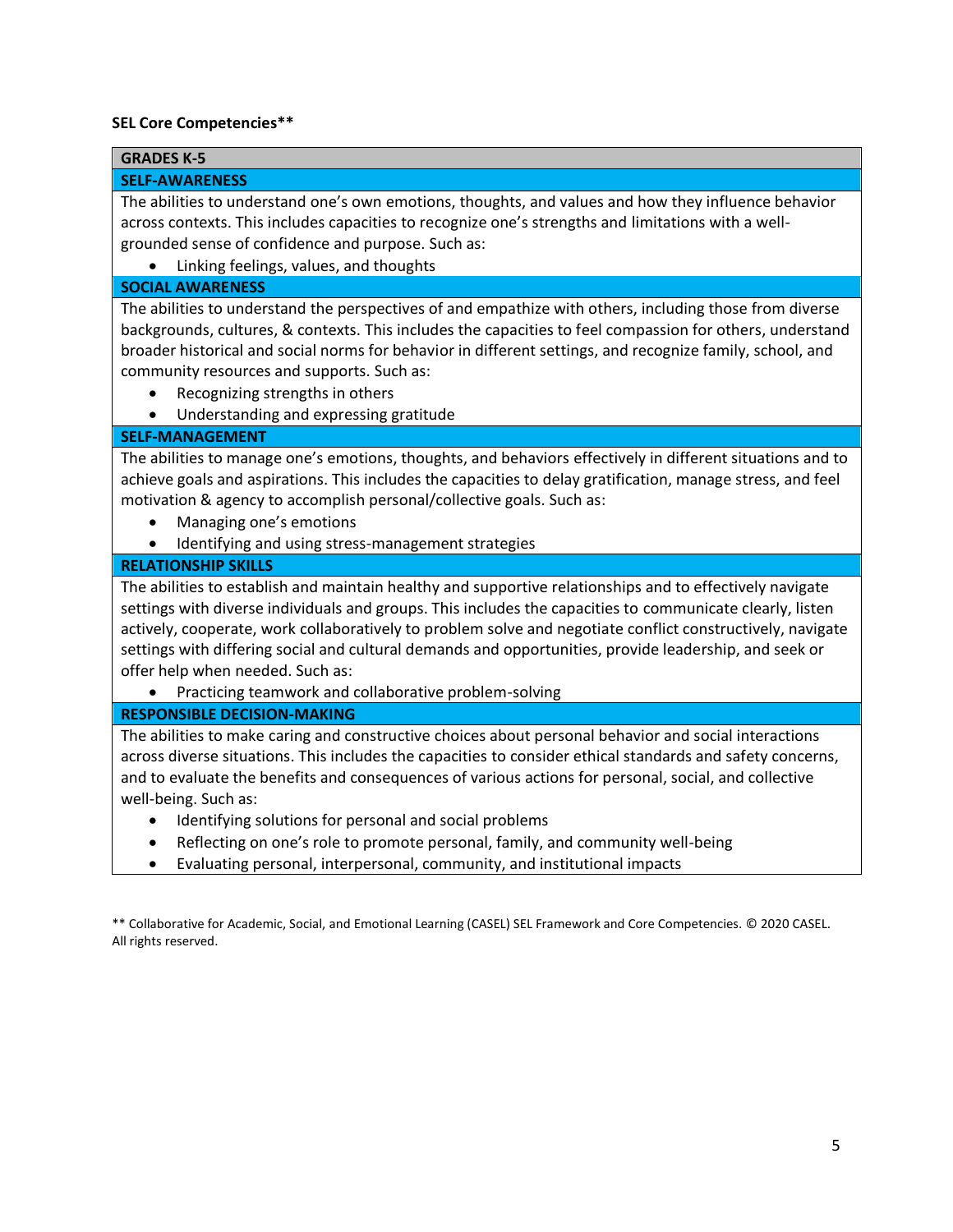**SEL Core Competencies****

## GRADES K-5

### SELF-AWARENESS

The abilities to understand one's own emotions, thoughts, and values and how they influence behavior across contexts. This includes capacities to recognize one's strengths and limitations with a well-grounded sense of confidence and purpose. Such as:

- Linking feelings, values, and thoughts

### SOCIAL AWARENESS

The abilities to understand the perspectives of and empathize with others, including those from diverse backgrounds, cultures, & contexts. This includes the capacities to feel compassion for others, understand broader historical and social norms for behavior in different settings, and recognize family, school, and community resources and supports. Such as:

- Recognizing strengths in others
- Understanding and expressing gratitude

### SELF-MANAGEMENT

The abilities to manage one's emotions, thoughts, and behaviors effectively in different situations and to achieve goals and aspirations. This includes the capacities to delay gratification, manage stress, and feel motivation & agency to accomplish personal/collective goals. Such as:

- Managing one's emotions
- Identifying and using stress-management strategies

### RELATIONSHIP SKILLS

The abilities to establish and maintain healthy and supportive relationships and to effectively navigate settings with diverse individuals and groups. This includes the capacities to communicate clearly, listen actively, cooperate, work collaboratively to problem solve and negotiate conflict constructively, navigate settings with differing social and cultural demands and opportunities, provide leadership, and seek or offer help when needed. Such as:

- Practicing teamwork and collaborative problem-solving

### RESPONSIBLE DECISION-MAKING

The abilities to make caring and constructive choices about personal behavior and social interactions across diverse situations. This includes the capacities to consider ethical standards and safety concerns, and to evaluate the benefits and consequences of various actions for personal, social, and collective well-being. Such as:

- Identifying solutions for personal and social problems
- Reflecting on one's role to promote personal, family, and community well-being
- Evaluating personal, interpersonal, community, and institutional impacts

** Collaborative for Academic, Social, and Emotional Learning (CASEL) SEL Framework and Core Competencies. © 2020 CASEL. All rights reserved.